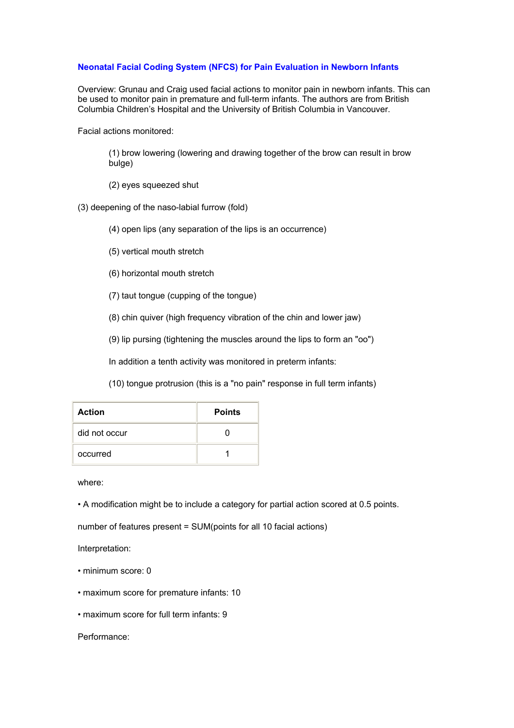# Neonatal Facial Coding System (NFCS) for Pain Evaluation in Newborn Infants

Overview: Grunau and Craig used facial actions to monitor pain in newborn infants. This can be used to monitor pain in premature and full-term infants. The authors are from British Columbia Children's Hospital and the University of British Columbia in Vancouver.

Facial actions monitored:

(1) brow lowering (lowering and drawing together of the brow can result in brow bulge)

(2) eyes squeezed shut

(3) deepening of the naso-labial furrow (fold)

(4) open lips (any separation of the lips is an occurrence)

(5) vertical mouth stretch

(6) horizontal mouth stretch

(7) taut tongue (cupping of the tongue)

(8) chin quiver (high frequency vibration of the chin and lower jaw)

(9) lip pursing (tightening the muscles around the lips to form an "oo")

In addition a tenth activity was monitored in preterm infants:

(10) tongue protrusion (this is a "no pain" response in full term infants)

| Action | Points |
|---|---|
| did not occur | 0 |
| occurred | 1 |

where:

• A modification might be to include a category for partial action scored at 0.5 points.

number of features present = SUM(points for all 10 facial actions)

Interpretation:

• minimum score: 0

• maximum score for premature infants: 10

• maximum score for full term infants: 9

Performance: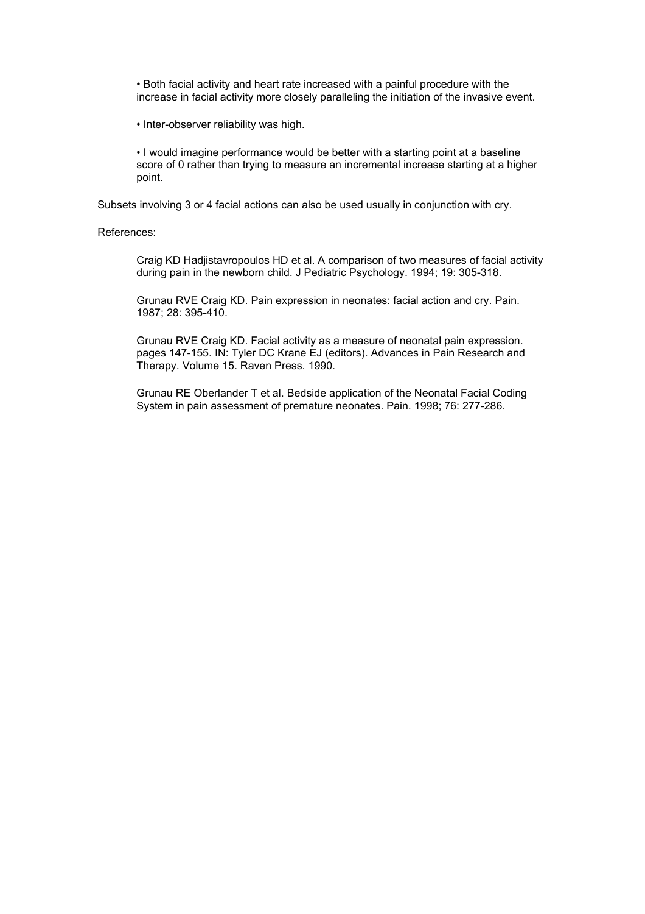- Both facial activity and heart rate increased with a painful procedure with the increase in facial activity more closely paralleling the initiation of the invasive event.

- Inter-observer reliability was high.

- I would imagine performance would be better with a starting point at a baseline score of 0 rather than trying to measure an incremental increase starting at a higher point.

Subsets involving 3 or 4 facial actions can also be used usually in conjunction with cry.

References:

Craig KD Hadjistavropoulos HD et al. A comparison of two measures of facial activity during pain in the newborn child. J Pediatric Psychology. 1994; 19: 305-318.

Grunau RVE Craig KD. Pain expression in neonates: facial action and cry. Pain. 1987; 28: 395-410.

Grunau RVE Craig KD. Facial activity as a measure of neonatal pain expression. pages 147-155. IN: Tyler DC Krane EJ (editors). Advances in Pain Research and Therapy. Volume 15. Raven Press. 1990.

Grunau RE Oberlander T et al. Bedside application of the Neonatal Facial Coding System in pain assessment of premature neonates. Pain. 1998; 76: 277-286.